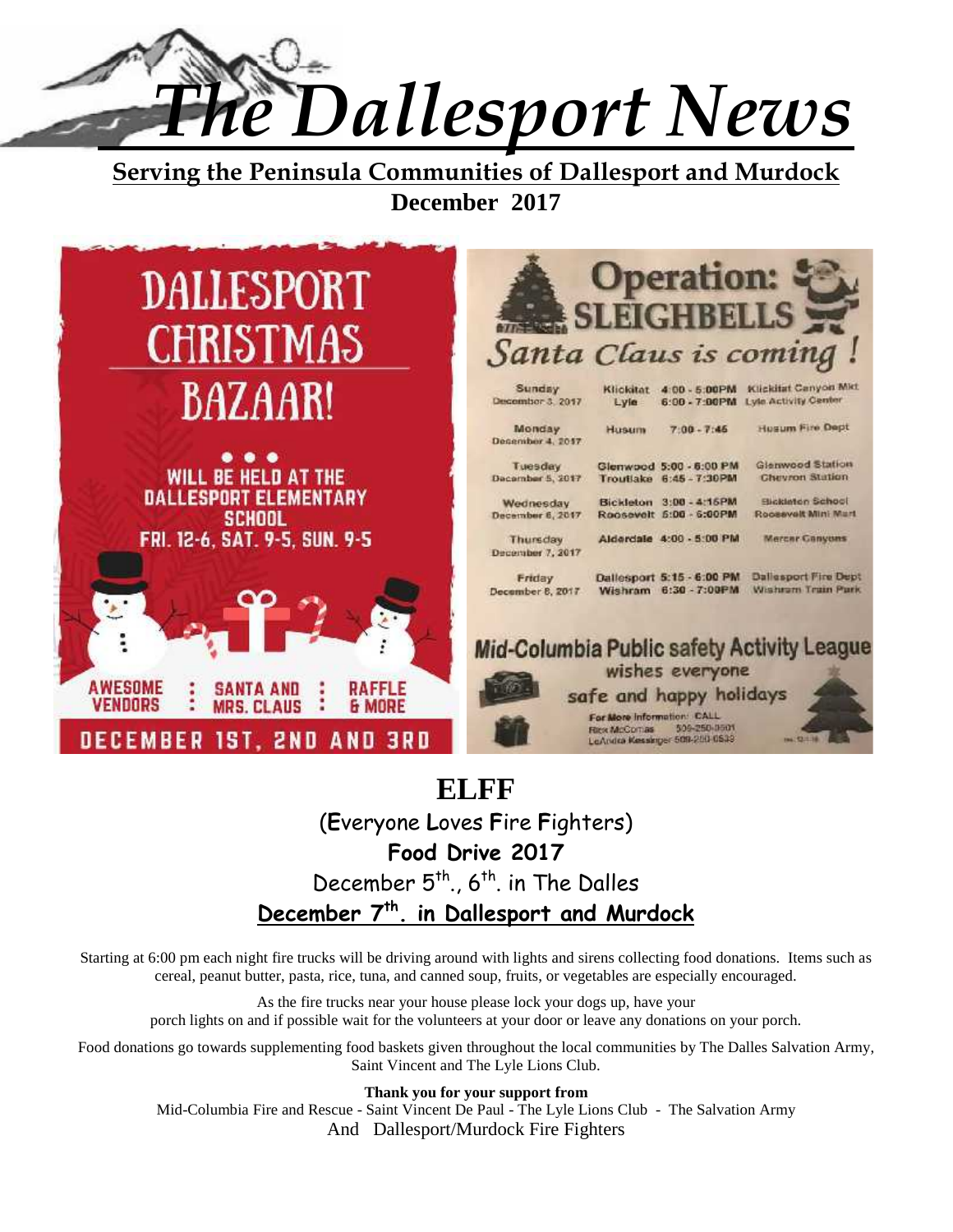# The Dallesport News

**Serving the Peninsula Communities of Dallesport and Murdock**

**December 2017**

## DALLESPORT CHRISTMAS BAZAAR!

WILL BE HELD AT THE DALLESPORT ELEMENTARY SCHOOL

FRI. 12-6, SAT. 9-5, SUN. 9-5

AWESOME VENDORS : SANTA AND MRS. CLAUS : RAFFLE & MORE

DECEMBER 1ST, 2ND AND 3RD

## Operation: SLEIGHBELLS

*Santa Claus is coming!*

| Day | Location | Time | Place |
|---|---|---|---|
| Sunday December 3, 2017 | Klickitat | 4:00 - 5:00PM | Klickitat Canyon Mkt |
| | Lyle | 6:00 - 7:00PM | Lyle Activity Center |
| Monday December 4, 2017 | Husum | 7:00 - 7:45 | Husum Fire Dept |
| Tuesday December 5, 2017 | Glenwood | 5:00 - 6:00 PM | Glenwood Station |
| | Troutlake | 6:45 - 7:30PM | Chevron Station |
| Wednesday December 6, 2017 | Bickleton | 3:00 - 4:15PM | Bickleton School |
| | Roosevelt | 5:00 - 6:00PM | Roosevelt Mini Mart |
| Thursday December 7, 2017 | Alderdale | 4:00 - 5:00 PM | Mercer Canyons |
| Friday December 8, 2017 | Dallesport | 5:15 - 6:00 PM | Dallesport Fire Dept |
| | Wishram | 6:30 - 7:00PM | Wishram Train Park |

**Mid-Columbia Public safety Activity League**

wishes everyone safe and happy holidays

For More Information: CALL
Rex McComas 509-250-0501
LeAndra Kessinger 509-250-0533

## ELFF

(**E**veryone **L**oves **F**ire **F**ighters)

**Food Drive 2017**

December 5th., 6th. in The Dalles

**December 7th. in Dallesport and Murdock**

Starting at 6:00 pm each night fire trucks will be driving around with lights and sirens collecting food donations. Items such as cereal, peanut butter, pasta, rice, tuna, and canned soup, fruits, or vegetables are especially encouraged.

As the fire trucks near your house please lock your dogs up, have your porch lights on and if possible wait for the volunteers at your door or leave any donations on your porch.

Food donations go towards supplementing food baskets given throughout the local communities by The Dalles Salvation Army, Saint Vincent and The Lyle Lions Club.

**Thank you for your support from**

Mid-Columbia Fire and Rescue - Saint Vincent De Paul - The Lyle Lions Club - The Salvation Army

And Dallesport/Murdock Fire Fighters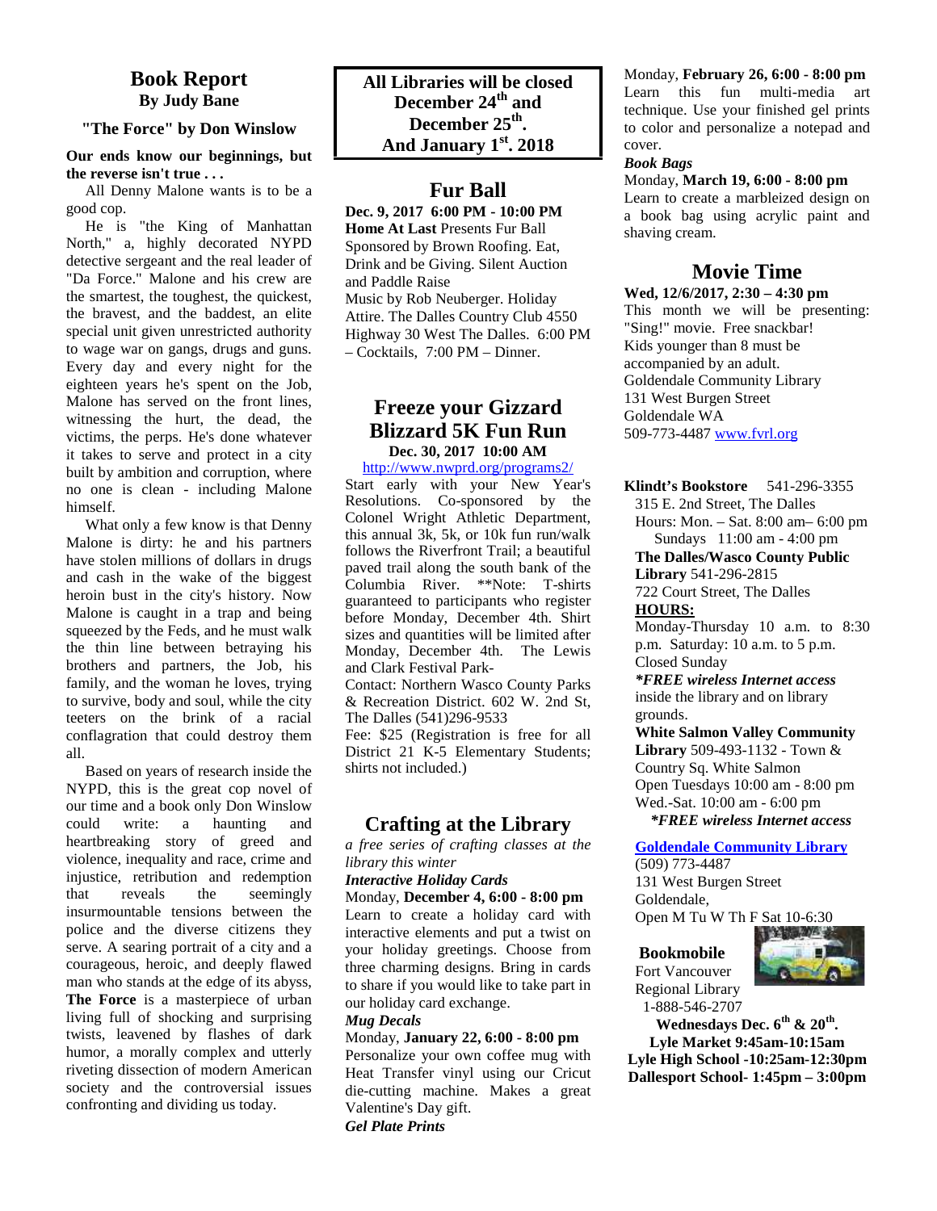## Book Report
**By Judy Bane**

**"The Force" by Don Winslow**

**Our ends know our beginnings, but the reverse isn't true . . .**

All Denny Malone wants is to be a good cop.

He is "the King of Manhattan North," a, highly decorated NYPD detective sergeant and the real leader of "Da Force." Malone and his crew are the smartest, the toughest, the quickest, the bravest, and the baddest, an elite special unit given unrestricted authority to wage war on gangs, drugs and guns. Every day and every night for the eighteen years he's spent on the Job, Malone has served on the front lines, witnessing the hurt, the dead, the victims, the perps. He's done whatever it takes to serve and protect in a city built by ambition and corruption, where no one is clean - including Malone himself.

What only a few know is that Denny Malone is dirty: he and his partners have stolen millions of dollars in drugs and cash in the wake of the biggest heroin bust in the city's history. Now Malone is caught in a trap and being squeezed by the Feds, and he must walk the thin line between betraying his brothers and partners, the Job, his family, and the woman he loves, trying to survive, body and soul, while the city teeters on the brink of a racial conflagration that could destroy them all.

Based on years of research inside the NYPD, this is the great cop novel of our time and a book only Don Winslow could write: a haunting and heartbreaking story of greed and violence, inequality and race, crime and injustice, retribution and redemption that reveals the seemingly insurmountable tensions between the police and the diverse citizens they serve. A searing portrait of a city and a courageous, heroic, and deeply flawed man who stands at the edge of its abyss, **The Force** is a masterpiece of urban living full of shocking and surprising twists, leavened by flashes of dark humor, a morally complex and utterly riveting dissection of modern American society and the controversial issues confronting and dividing us today.

**All Libraries will be closed December 24th and December 25th. And January 1st. 2018**

## Fur Ball

**Dec. 9, 2017 6:00 PM - 10:00 PM**
**Home At Last** Presents Fur Ball Sponsored by Brown Roofing. Eat, Drink and be Giving. Silent Auction and Paddle Raise
Music by Rob Neuberger. Holiday Attire. The Dalles Country Club 4550 Highway 30 West The Dalles. 6:00 PM – Cocktails, 7:00 PM – Dinner.

## Freeze your Gizzard Blizzard 5K Fun Run

**Dec. 30, 2017 10:00 AM**
http://www.nwprd.org/programs2/

Start early with your New Year's Resolutions. Co-sponsored by the Colonel Wright Athletic Department, this annual 3k, 5k, or 10k fun run/walk follows the Riverfront Trail; a beautiful paved trail along the south bank of the Columbia River. **Note: T-shirts guaranteed to participants who register before Monday, December 4th. Shirt sizes and quantities will be limited after Monday, December 4th. The Lewis and Clark Festival Park-

Contact: Northern Wasco County Parks & Recreation District. 602 W. 2nd St, The Dalles (541)296-9533

Fee: $25 (Registration is free for all District 21 K-5 Elementary Students; shirts not included.)

## Crafting at the Library

*a free series of crafting classes at the library this winter*

***Interactive Holiday Cards***
Monday, **December 4, 6:00 - 8:00 pm**
Learn to create a holiday card with interactive elements and put a twist on your holiday greetings. Choose from three charming designs. Bring in cards to share if you would like to take part in our holiday card exchange.

***Mug Decals***
Monday, **January 22, 6:00 - 8:00 pm**
Personalize your own coffee mug with Heat Transfer vinyl using our Cricut die-cutting machine. Makes a great Valentine's Day gift.

***Gel Plate Prints***
Monday, **February 26, 6:00 - 8:00 pm**
Learn this fun multi-media art technique. Use your finished gel prints to color and personalize a notepad and cover.

***Book Bags***
Monday, **March 19, 6:00 - 8:00 pm**
Learn to create a marbleized design on a book bag using acrylic paint and shaving cream.

## Movie Time

**Wed, 12/6/2017, 2:30 – 4:30 pm**
This month we will be presenting: "Sing!" movie. Free snackbar!
Kids younger than 8 must be accompanied by an adult.
Goldendale Community Library
131 West Burgen Street
Goldendale WA
509-773-4487 www.fvrl.org

**Klindt's Bookstore** 541-296-3355
315 E. 2nd Street, The Dalles
Hours: Mon. – Sat. 8:00 am– 6:00 pm
Sundays 11:00 am - 4:00 pm

**The Dalles/Wasco County Public Library** 541-296-2815
722 Court Street, The Dalles
**HOURS:**
Monday-Thursday 10 a.m. to 8:30 p.m. Saturday: 10 a.m. to 5 p.m.
Closed Sunday
***FREE wireless Internet access*** inside the library and on library grounds.

**White Salmon Valley Community Library** 509-493-1132 - Town & Country Sq. White Salmon
Open Tuesdays 10:00 am - 8:00 pm
Wed.-Sat. 10:00 am - 6:00 pm
***FREE wireless Internet access***

**Goldendale Community Library**
(509) 773-4487
131 West Burgen Street
Goldendale,
Open M Tu W Th F Sat 10-6:30

**Bookmobile**
Fort Vancouver Regional Library
1-888-546-2707

**Wednesdays Dec. 6th & 20th.**
**Lyle Market 9:45am-10:15am**
**Lyle High School -10:25am-12:30pm**
**Dallesport School- 1:45pm – 3:00pm**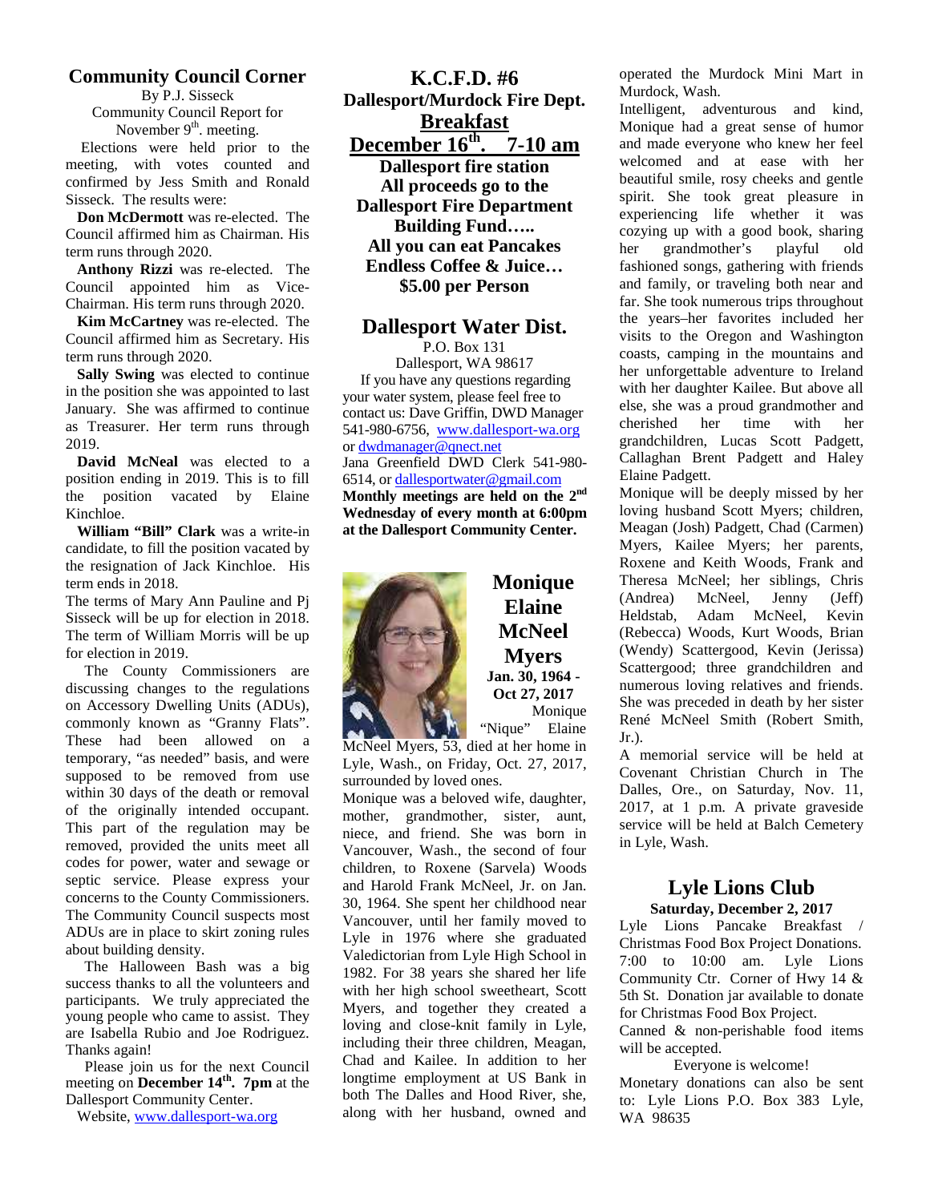## Community Council Corner

By P.J. Sisseck

Community Council Report for November 9th. meeting.

Elections were held prior to the meeting, with votes counted and confirmed by Jess Smith and Ronald Sisseck. The results were:

**Don McDermott** was re-elected. The Council affirmed him as Chairman. His term runs through 2020.

**Anthony Rizzi** was re-elected. The Council appointed him as Vice-Chairman. His term runs through 2020.

**Kim McCartney** was re-elected. The Council affirmed him as Secretary. His term runs through 2020.

**Sally Swing** was elected to continue in the position she was appointed to last January. She was affirmed to continue as Treasurer. Her term runs through 2019.

**David McNeal** was elected to a position ending in 2019. This is to fill the position vacated by Elaine Kinchloe.

**William "Bill" Clark** was a write-in candidate, to fill the position vacated by the resignation of Jack Kinchloe. His term ends in 2018.

The terms of Mary Ann Pauline and Pj Sisseck will be up for election in 2018. The term of William Morris will be up for election in 2019.

The County Commissioners are discussing changes to the regulations on Accessory Dwelling Units (ADUs), commonly known as "Granny Flats". These had been allowed on a temporary, "as needed" basis, and were supposed to be removed from use within 30 days of the death or removal of the originally intended occupant. This part of the regulation may be removed, provided the units meet all codes for power, water and sewage or septic service. Please express your concerns to the County Commissioners. The Community Council suspects most ADUs are in place to skirt zoning rules about building density.

The Halloween Bash was a big success thanks to all the volunteers and participants. We truly appreciated the young people who came to assist. They are Isabella Rubio and Joe Rodriguez. Thanks again!

Please join us for the next Council meeting on **December 14th. 7pm** at the Dallesport Community Center.

Website, www.dallesport-wa.org

## K.C.F.D. #6
### Dallesport/Murdock Fire Dept.
### Breakfast
### December 16th. 7-10 am

**Dallesport fire station**
**All proceeds go to the Dallesport Fire Department Building Fund…..**
**All you can eat Pancakes**
**Endless Coffee & Juice…**
**$5.00 per Person**

## Dallesport Water Dist.

P.O. Box 131
Dallesport, WA 98617

If you have any questions regarding your water system, please feel free to contact us: Dave Griffin, DWD Manager 541-980-6756, www.dallesport-wa.org or dwdmanager@qnect.net

Jana Greenfield DWD Clerk 541-980-6514, or dallesportwater@gmail.com

**Monthly meetings are held on the 2nd Wednesday of every month at 6:00pm at the Dallesport Community Center.**

## Monique Elaine McNeel Myers

**Jan. 30, 1964 - Oct 27, 2017**

Monique "Nique" Elaine McNeel Myers, 53, died at her home in Lyle, Wash., on Friday, Oct. 27, 2017, surrounded by loved ones.

Monique was a beloved wife, daughter, mother, grandmother, sister, aunt, niece, and friend. She was born in Vancouver, Wash., the second of four children, to Roxene (Sarvela) Woods and Harold Frank McNeel, Jr. on Jan. 30, 1964. She spent her childhood near Vancouver, until her family moved to Lyle in 1976 where she graduated Valedictorian from Lyle High School in 1982. For 38 years she shared her life with her high school sweetheart, Scott Myers, and together they created a loving and close-knit family in Lyle, including their three children, Meagan, Chad and Kailee. In addition to her longtime employment at US Bank in both The Dalles and Hood River, she, along with her husband, owned and operated the Murdock Mini Mart in Murdock, Wash.

Intelligent, adventurous and kind, Monique had a great sense of humor and made everyone who knew her feel welcomed and at ease with her beautiful smile, rosy cheeks and gentle spirit. She took great pleasure in experiencing life whether it was cozying up with a good book, sharing her grandmother's playful old fashioned songs, gathering with friends and family, or traveling both near and far. She took numerous trips throughout the years–her favorites included her visits to the Oregon and Washington coasts, camping in the mountains and her unforgettable adventure to Ireland with her daughter Kailee. But above all else, she was a proud grandmother and cherished her time with her grandchildren, Lucas Scott Padgett, Callaghan Brent Padgett and Haley Elaine Padgett.

Monique will be deeply missed by her loving husband Scott Myers; children, Meagan (Josh) Padgett, Chad (Carmen) Myers, Kailee Myers; her parents, Roxene and Keith Woods, Frank and Theresa McNeel; her siblings, Chris (Andrea) McNeel, Jenny (Jeff) Heldstab, Adam McNeel, Kevin (Rebecca) Woods, Kurt Woods, Brian (Wendy) Scattergood, Kevin (Jerissa) Scattergood; three grandchildren and numerous loving relatives and friends. She was preceded in death by her sister René McNeel Smith (Robert Smith, Jr.).

A memorial service will be held at Covenant Christian Church in The Dalles, Ore., on Saturday, Nov. 11, 2017, at 1 p.m. A private graveside service will be held at Balch Cemetery in Lyle, Wash.

## Lyle Lions Club

**Saturday, December 2, 2017**

Lyle Lions Pancake Breakfast / Christmas Food Box Project Donations. 7:00 to 10:00 am. Lyle Lions Community Ctr. Corner of Hwy 14 & 5th St. Donation jar available to donate for Christmas Food Box Project.

Canned & non-perishable food items will be accepted.

Everyone is welcome!

Monetary donations can also be sent to: Lyle Lions P.O. Box 383 Lyle, WA 98635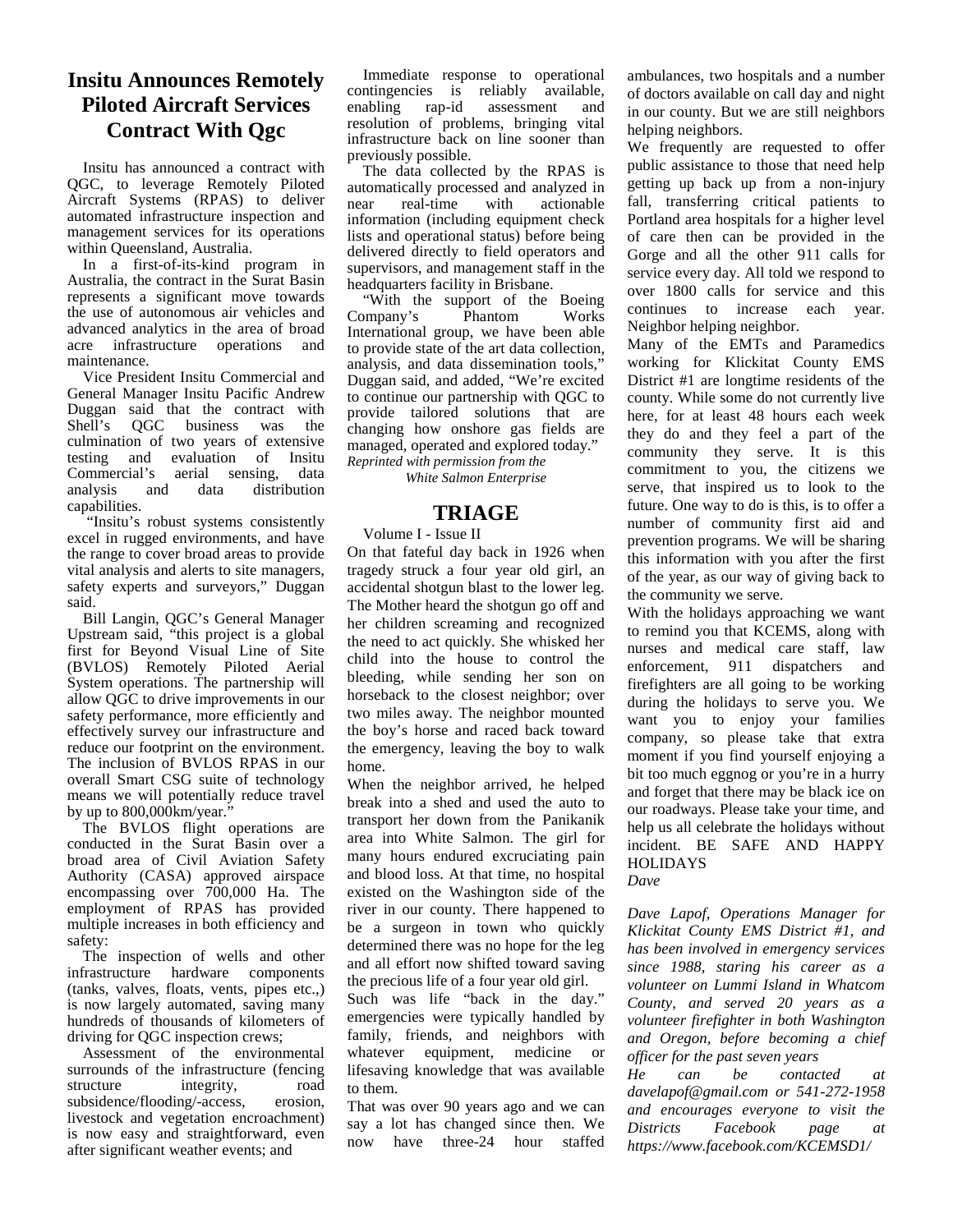# Insitu Announces Remotely Piloted Aircraft Services Contract With Qgc

Insitu has announced a contract with QGC, to leverage Remotely Piloted Aircraft Systems (RPAS) to deliver automated infrastructure inspection and management services for its operations within Queensland, Australia.

In a first-of-its-kind program in Australia, the contract in the Surat Basin represents a significant move towards the use of autonomous air vehicles and advanced analytics in the area of broad acre infrastructure operations and maintenance.

Vice President Insitu Commercial and General Manager Insitu Pacific Andrew Duggan said that the contract with Shell's QGC business was the culmination of two years of extensive testing and evaluation of Insitu Commercial's aerial sensing, data analysis and data distribution capabilities.

"Insitu's robust systems consistently excel in rugged environments, and have the range to cover broad areas to provide vital analysis and alerts to site managers, safety experts and surveyors," Duggan said.

Bill Langin, QGC's General Manager Upstream said, "this project is a global first for Beyond Visual Line of Site (BVLOS) Remotely Piloted Aerial System operations. The partnership will allow QGC to drive improvements in our safety performance, more efficiently and effectively survey our infrastructure and reduce our footprint on the environment. The inclusion of BVLOS RPAS in our overall Smart CSG suite of technology means we will potentially reduce travel by up to 800,000km/year."

The BVLOS flight operations are conducted in the Surat Basin over a broad area of Civil Aviation Safety Authority (CASA) approved airspace encompassing over 700,000 Ha. The employment of RPAS has provided multiple increases in both efficiency and safety:

The inspection of wells and other infrastructure hardware components (tanks, valves, floats, vents, pipes etc.,) is now largely automated, saving many hundreds of thousands of kilometers of driving for QGC inspection crews;

Assessment of the environmental surrounds of the infrastructure (fencing structure integrity, road subsidence/flooding/-access, erosion, livestock and vegetation encroachment) is now easy and straightforward, even after significant weather events; and

Immediate response to operational contingencies is reliably available, enabling rap-id assessment and resolution of problems, bringing vital infrastructure back on line sooner than previously possible.

The data collected by the RPAS is automatically processed and analyzed in near real-time with actionable information (including equipment check lists and operational status) before being delivered directly to field operators and supervisors, and management staff in the headquarters facility in Brisbane.

"With the support of the Boeing Company's Phantom Works International group, we have been able to provide state of the art data collection, analysis, and data dissemination tools," Duggan said, and added, "We're excited to continue our partnership with QGC to provide tailored solutions that are changing how onshore gas fields are managed, operated and explored today."

*Reprinted with permission from the White Salmon Enterprise*

## TRIAGE

Volume I - Issue II

On that fateful day back in 1926 when tragedy struck a four year old girl, an accidental shotgun blast to the lower leg. The Mother heard the shotgun go off and her children screaming and recognized the need to act quickly. She whisked her child into the house to control the bleeding, while sending her son on horseback to the closest neighbor; over two miles away. The neighbor mounted the boy's horse and raced back toward the emergency, leaving the boy to walk home.

When the neighbor arrived, he helped break into a shed and used the auto to transport her down from the Panikanik area into White Salmon. The girl for many hours endured excruciating pain and blood loss. At that time, no hospital existed on the Washington side of the river in our county. There happened to be a surgeon in town who quickly determined there was no hope for the leg and all effort now shifted toward saving the precious life of a four year old girl.

Such was life "back in the day." emergencies were typically handled by family, friends, and neighbors with whatever equipment, medicine or lifesaving knowledge that was available to them.

That was over 90 years ago and we can say a lot has changed since then. We now have three-24 hour staffed ambulances, two hospitals and a number of doctors available on call day and night in our county. But we are still neighbors helping neighbors.

We frequently are requested to offer public assistance to those that need help getting up back up from a non-injury fall, transferring critical patients to Portland area hospitals for a higher level of care then can be provided in the Gorge and all the other 911 calls for service every day. All told we respond to over 1800 calls for service and this continues to increase each year. Neighbor helping neighbor.

Many of the EMTs and Paramedics working for Klickitat County EMS District #1 are longtime residents of the county. While some do not currently live here, for at least 48 hours each week they do and they feel a part of the community they serve. It is this commitment to you, the citizens we serve, that inspired us to look to the future. One way to do is this, is to offer a number of community first aid and prevention programs. We will be sharing this information with you after the first of the year, as our way of giving back to the community we serve.

With the holidays approaching we want to remind you that KCEMS, along with nurses and medical care staff, law enforcement, 911 dispatchers and firefighters are all going to be working during the holidays to serve you. We want you to enjoy your families company, so please take that extra moment if you find yourself enjoying a bit too much eggnog or you're in a hurry and forget that there may be black ice on our roadways. Please take your time, and help us all celebrate the holidays without incident. BE SAFE AND HAPPY HOLIDAYS

*Dave*

*Dave Lapof, Operations Manager for Klickitat County EMS District #1, and has been involved in emergency services since 1988, staring his career as a volunteer on Lummi Island in Whatcom County, and served 20 years as a volunteer firefighter in both Washington and Oregon, before becoming a chief officer for the past seven years*

*He can be contacted at davelapof@gmail.com or 541-272-1958 and encourages everyone to visit the Districts Facebook page at https://www.facebook.com/KCEMSD1/*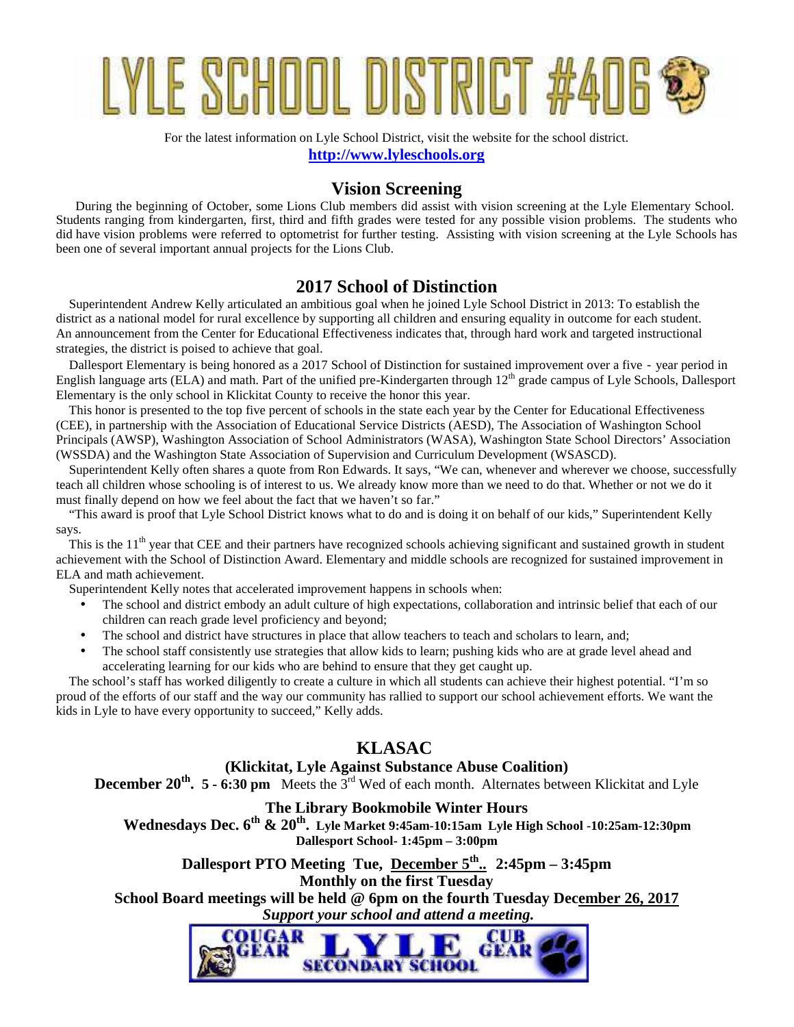# LYLE SCHOOL DISTRICT #406

For the latest information on Lyle School District, visit the website for the school district.

**[http://www.lyleschools.org](http://www.lyleschools.org)**

## Vision Screening

During the beginning of October, some Lions Club members did assist with vision screening at the Lyle Elementary School. Students ranging from kindergarten, first, third and fifth grades were tested for any possible vision problems. The students who did have vision problems were referred to optometrist for further testing. Assisting with vision screening at the Lyle Schools has been one of several important annual projects for the Lions Club.

## 2017 School of Distinction

Superintendent Andrew Kelly articulated an ambitious goal when he joined Lyle School District in 2013: To establish the district as a national model for rural excellence by supporting all children and ensuring equality in outcome for each student. An announcement from the Center for Educational Effectiveness indicates that, through hard work and targeted instructional strategies, the district is poised to achieve that goal.

Dallesport Elementary is being honored as a 2017 School of Distinction for sustained improvement over a five - year period in English language arts (ELA) and math. Part of the unified pre-Kindergarten through 12th grade campus of Lyle Schools, Dallesport Elementary is the only school in Klickitat County to receive the honor this year.

This honor is presented to the top five percent of schools in the state each year by the Center for Educational Effectiveness (CEE), in partnership with the Association of Educational Service Districts (AESD), The Association of Washington School Principals (AWSP), Washington Association of School Administrators (WASA), Washington State School Directors' Association (WSSDA) and the Washington State Association of Supervision and Curriculum Development (WSASCD).

Superintendent Kelly often shares a quote from Ron Edwards. It says, "We can, whenever and wherever we choose, successfully teach all children whose schooling is of interest to us. We already know more than we need to do that. Whether or not we do it must finally depend on how we feel about the fact that we haven't so far."

"This award is proof that Lyle School District knows what to do and is doing it on behalf of our kids," Superintendent Kelly says.

This is the 11th year that CEE and their partners have recognized schools achieving significant and sustained growth in student achievement with the School of Distinction Award. Elementary and middle schools are recognized for sustained improvement in ELA and math achievement.

Superintendent Kelly notes that accelerated improvement happens in schools when:

- The school and district embody an adult culture of high expectations, collaboration and intrinsic belief that each of our children can reach grade level proficiency and beyond;
- The school and district have structures in place that allow teachers to teach and scholars to learn, and;
- The school staff consistently use strategies that allow kids to learn; pushing kids who are at grade level ahead and accelerating learning for our kids who are behind to ensure that they get caught up.

The school's staff has worked diligently to create a culture in which all students can achieve their highest potential. "I'm so proud of the efforts of our staff and the way our community has rallied to support our school achievement efforts. We want the kids in Lyle to have every opportunity to succeed," Kelly adds.

## KLASAC

### (Klickitat, Lyle Against Substance Abuse Coalition)

**December 20th. 5 - 6:30 pm** Meets the 3rd Wed of each month. Alternates between Klickitat and Lyle

**The Library Bookmobile Winter Hours**

**Wednesdays Dec. 6th & 20th. Lyle Market 9:45am-10:15am Lyle High School -10:25am-12:30pm Dallesport School- 1:45pm – 3:00pm**

**Dallesport PTO Meeting Tue, December 5th.. 2:45pm – 3:45pm**

**Monthly on the first Tuesday**

**School Board meetings will be held @ 6pm on the fourth Tuesday December 26, 2017**

***Support your school and attend a meeting.***

COUGAR GEAR LYLE SECONDARY SCHOOL CUB GEAR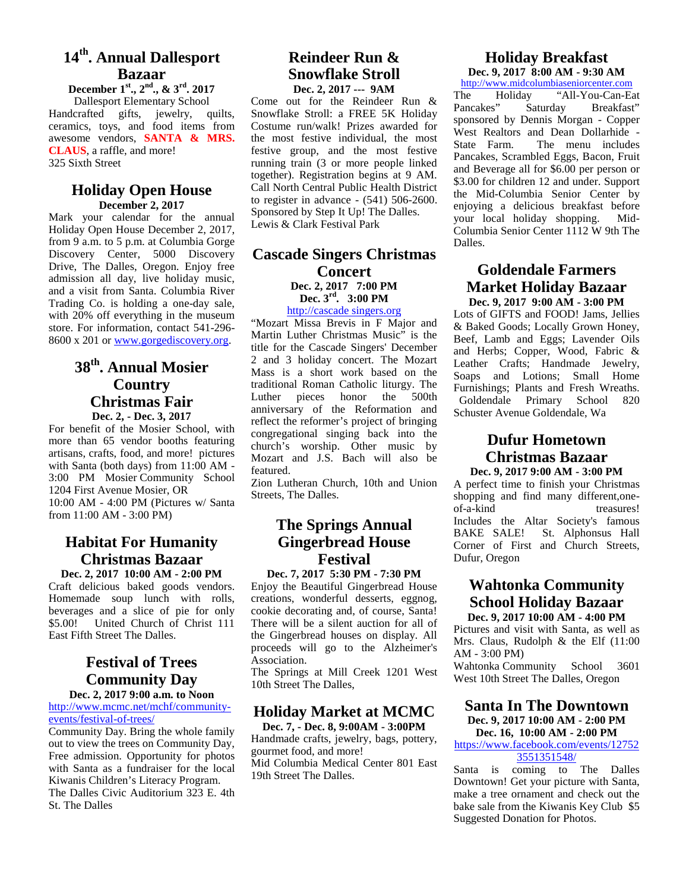## 14th. Annual Dallesport Bazaar

**December 1st., 2nd., & 3rd. 2017**

Dallesport Elementary School

Handcrafted gifts, jewelry, quilts, ceramics, toys, and food items from awesome vendors, **SANTA & MRS. CLAUS**, a raffle, and more!
325 Sixth Street

## Holiday Open House

**December 2, 2017**

Mark your calendar for the annual Holiday Open House December 2, 2017, from 9 a.m. to 5 p.m. at Columbia Gorge Discovery Center, 5000 Discovery Drive, The Dalles, Oregon. Enjoy free admission all day, live holiday music, and a visit from Santa. Columbia River Trading Co. is holding a one-day sale, with 20% off everything in the museum store. For information, contact 541-296-8600 x 201 or www.gorgediscovery.org.

## 38th. Annual Mosier Country Christmas Fair

**Dec. 2, - Dec. 3, 2017**

For benefit of the Mosier School, with more than 65 vendor booths featuring artisans, crafts, food, and more! pictures with Santa (both days) from 11:00 AM - 3:00 PM Mosier Community School 1204 First Avenue Mosier, OR
10:00 AM - 4:00 PM (Pictures w/ Santa from 11:00 AM - 3:00 PM)

## Habitat For Humanity Christmas Bazaar

**Dec. 2, 2017 10:00 AM - 2:00 PM**

Craft delicious baked goods vendors. Homemade soup lunch with rolls, beverages and a slice of pie for only $5.00! United Church of Christ 111 East Fifth Street The Dalles.

## Festival of Trees Community Day

**Dec. 2, 2017 9:00 a.m. to Noon**

http://www.mcmc.net/mchf/community-events/festival-of-trees/

Community Day. Bring the whole family out to view the trees on Community Day, Free admission. Opportunity for photos with Santa as a fundraiser for the local Kiwanis Children's Literacy Program.
The Dalles Civic Auditorium 323 E. 4th St. The Dalles

## Reindeer Run & Snowflake Stroll

**Dec. 2, 2017 --- 9AM**

Come out for the Reindeer Run & Snowflake Stroll: a FREE 5K Holiday Costume run/walk! Prizes awarded for the most festive individual, the most festive group, and the most festive running train (3 or more people linked together). Registration begins at 9 AM. Call North Central Public Health District to register in advance - (541) 506-2600. Sponsored by Step It Up! The Dalles.
Lewis & Clark Festival Park

## Cascade Singers Christmas Concert

**Dec. 2, 2017 7:00 PM**
**Dec. 3rd. 3:00 PM**

http://cascade singers.org

"Mozart Missa Brevis in F Major and Martin Luther Christmas Music" is the title for the Cascade Singers' December 2 and 3 holiday concert. The Mozart Mass is a short work based on the traditional Roman Catholic liturgy. The Luther pieces honor the 500th anniversary of the Reformation and reflect the reformer's project of bringing congregational singing back into the church's worship. Other music by Mozart and J.S. Bach will also be featured.
Zion Lutheran Church, 10th and Union Streets, The Dalles.

## The Springs Annual Gingerbread House Festival

**Dec. 7, 2017 5:30 PM - 7:30 PM**

Enjoy the Beautiful Gingerbread House creations, wonderful desserts, eggnog, cookie decorating and, of course, Santa! There will be a silent auction for all of the Gingerbread houses on display. All proceeds will go to the Alzheimer's Association.
The Springs at Mill Creek 1201 West 10th Street The Dalles,

## Holiday Market at MCMC

**Dec. 7, - Dec. 8, 9:00AM - 3:00PM**

Handmade crafts, jewelry, bags, pottery, gourmet food, and more!
Mid Columbia Medical Center 801 East 19th Street The Dalles.

## Holiday Breakfast

**Dec. 9, 2017 8:00 AM - 9:30 AM**

http://www.midcolumbiaseniorcenter.com

The Holiday "All-You-Can-Eat Pancakes" Saturday Breakfast" sponsored by Dennis Morgan - Copper West Realtors and Dean Dollarhide - State Farm. The menu includes Pancakes, Scrambled Eggs, Bacon, Fruit and Beverage all for $6.00 per person or $3.00 for children 12 and under. Support the Mid-Columbia Senior Center by enjoying a delicious breakfast before your local holiday shopping. Mid-Columbia Senior Center 1112 W 9th The Dalles.

## Goldendale Farmers Market Holiday Bazaar

**Dec. 9, 2017 9:00 AM - 3:00 PM**

Lots of GIFTS and FOOD! Jams, Jellies & Baked Goods; Locally Grown Honey, Beef, Lamb and Eggs; Lavender Oils and Herbs; Copper, Wood, Fabric & Leather Crafts; Handmade Jewelry, Soaps and Lotions; Small Home Furnishings; Plants and Fresh Wreaths. Goldendale Primary School 820 Schuster Avenue Goldendale, Wa

## Dufur Hometown Christmas Bazaar

**Dec. 9, 2017 9:00 AM - 3:00 PM**

A perfect time to finish your Christmas shopping and find many different,one-of-a-kind treasures! Includes the Altar Society's famous BAKE SALE! St. Alphonsus Hall Corner of First and Church Streets, Dufur, Oregon

## Wahtonka Community School Holiday Bazaar

**Dec. 9, 2017 10:00 AM - 4:00 PM**

Pictures and visit with Santa, as well as Mrs. Claus, Rudolph & the Elf (11:00 AM - 3:00 PM)
Wahtonka Community School 3601 West 10th Street The Dalles, Oregon

## Santa In The Downtown

**Dec. 9, 2017 10:00 AM - 2:00 PM**
**Dec. 16, 10:00 AM - 2:00 PM**

https://www.facebook.com/events/127523551351548/

Santa is coming to The Dalles Downtown! Get your picture with Santa, make a tree ornament and check out the bake sale from the Kiwanis Key Club $5 Suggested Donation for Photos.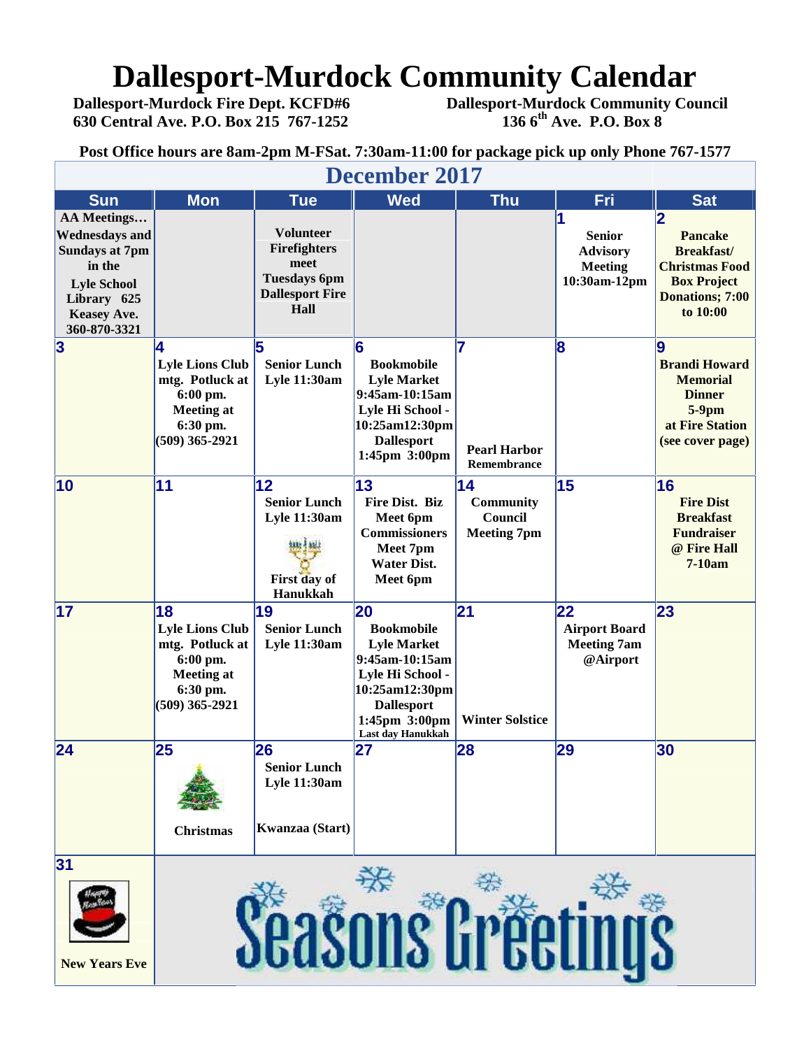# Dallesport-Murdock Community Calendar

**Dallesport-Murdock Fire Dept. KCFD#6**
**630 Central Ave. P.O. Box 215 767-1252**

**Dallesport-Murdock Community Council**
**136 6th Ave. P.O. Box 8**

**Post Office hours are 8am-2pm M-FSat. 7:30am-11:00 for package pick up only Phone 767-1577**

## December 2017

| Sun | Mon | Tue | Wed | Thu | Fri | Sat |
|---|---|---|---|---|---|---|
| AA Meetings… Wednesdays and Sundays at 7pm in the Lyle School Library 625 Keasey Ave. 360-870-3321 | | Volunteer Firefighters meet Tuesdays 6pm Dallesport Fire Hall | | | 1 Senior Advisory Meeting 10:30am-12pm | 2 Pancake Breakfast/ Christmas Food Box Project Donations; 7:00 to 10:00 |
| 3 | 4 Lyle Lions Club mtg. Potluck at 6:00 pm. Meeting at 6:30 pm. (509) 365-2921 | 5 Senior Lunch Lyle 11:30am | 6 Bookmobile Lyle Market 9:45am-10:15am Lyle Hi School - 10:25am12:30pm Dallesport 1:45pm 3:00pm | 7 Pearl Harbor Remembrance | 8 | 9 Brandi Howard Memorial Dinner 5-9pm at Fire Station (see cover page) |
| 10 | 11 | 12 Senior Lunch Lyle 11:30am First day of Hanukkah | 13 Fire Dist. Biz Meet 6pm Commissioners Meet 7pm Water Dist. Meet 6pm | 14 Community Council Meeting 7pm | 15 | 16 Fire Dist Breakfast Fundraiser @ Fire Hall 7-10am |
| 17 | 18 Lyle Lions Club mtg. Potluck at 6:00 pm. Meeting at 6:30 pm. (509) 365-2921 | 19 Senior Lunch Lyle 11:30am | 20 Bookmobile Lyle Market 9:45am-10:15am Lyle Hi School - 10:25am12:30pm Dallesport 1:45pm 3:00pm Last day Hanukkah | 21 Winter Solstice | 22 Airport Board Meeting 7am @Airport | 23 |
| 24 | 25 Christmas | 26 Senior Lunch Lyle 11:30am Kwanzaa (Start) | 27 | 28 | 29 | 30 |
| 31 New Years Eve | Seasons Greetings | | | | | |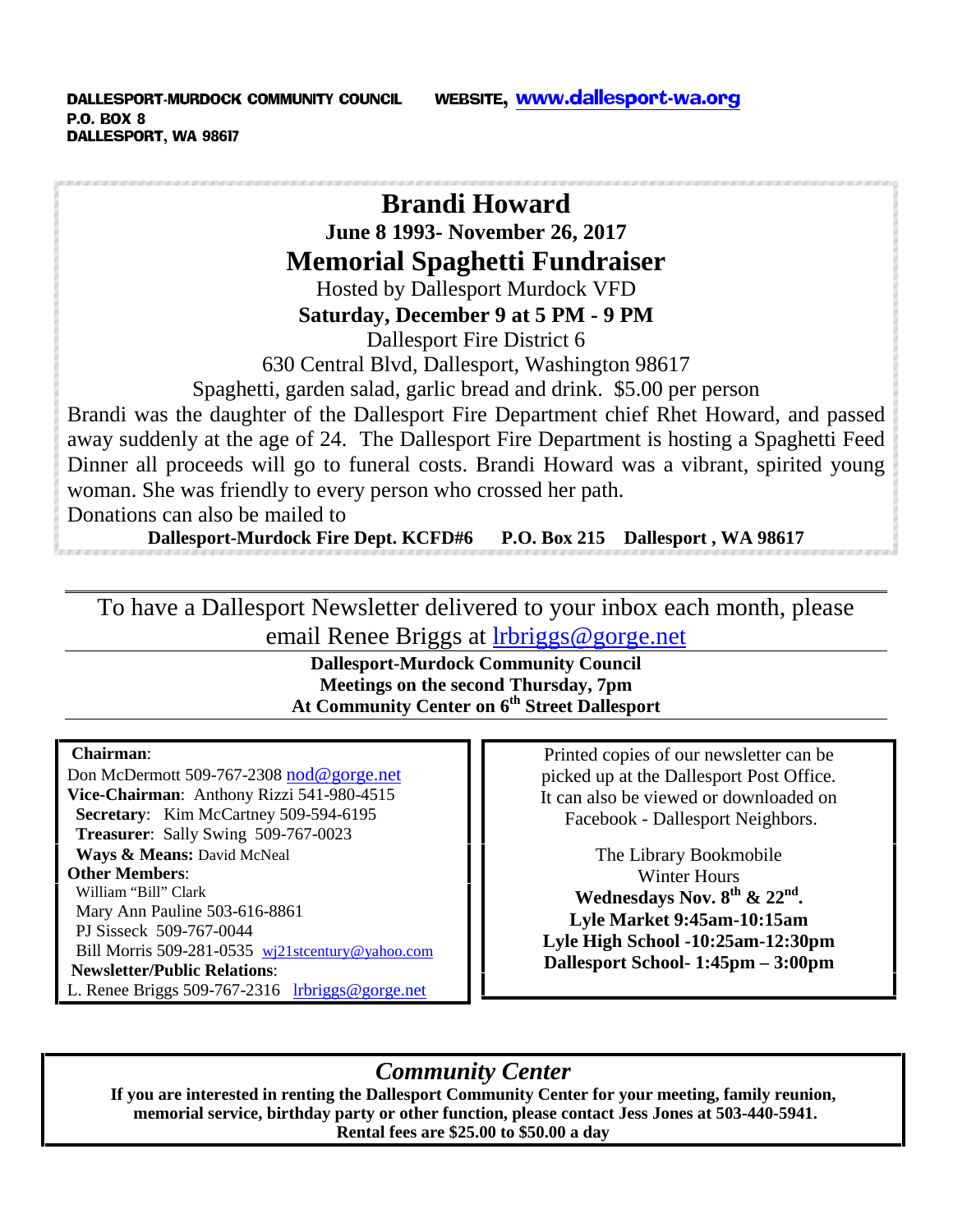**DALLESPORT-MURDOCK COMMUNITY COUNCIL** **WEBSITE, www.dallesport-wa.org**
**P.O. BOX 8**
**DALLESPORT, WA 98617**

# Brandi Howard

**June 8 1993- November 26, 2017**

## Memorial Spaghetti Fundraiser

Hosted by Dallesport Murdock VFD

**Saturday, December 9 at 5 PM - 9 PM**

Dallesport Fire District 6

630 Central Blvd, Dallesport, Washington 98617

Spaghetti, garden salad, garlic bread and drink. $5.00 per person

Brandi was the daughter of the Dallesport Fire Department chief Rhet Howard, and passed away suddenly at the age of 24. The Dallesport Fire Department is hosting a Spaghetti Feed Dinner all proceeds will go to funeral costs. Brandi Howard was a vibrant, spirited young woman. She was friendly to every person who crossed her path.

Donations can also be mailed to

**Dallesport-Murdock Fire Dept. KCFD#6 P.O. Box 215 Dallesport , WA 98617**

---

To have a Dallesport Newsletter delivered to your inbox each month, please email Renee Briggs at lrbriggs@gorge.net

**Dallesport-Murdock Community Council**
**Meetings on the second Thursday, 7pm**
**At Community Center on 6th Street Dallesport**

**Chairman**:
Don McDermott 509-767-2308 nod@gorge.net
**Vice-Chairman**: Anthony Rizzi 541-980-4515
**Secretary**: Kim McCartney 509-594-6195
**Treasurer**: Sally Swing 509-767-0023
**Ways & Means:** David McNeal
**Other Members**:
William "Bill" Clark
Mary Ann Pauline 503-616-8861
PJ Sisseck 509-767-0044
Bill Morris 509-281-0535 wj21stcentury@yahoo.com
**Newsletter/Public Relations**:
L. Renee Briggs 509-767-2316 lrbriggs@gorge.net

Printed copies of our newsletter can be picked up at the Dallesport Post Office. It can also be viewed or downloaded on Facebook - Dallesport Neighbors.

The Library Bookmobile
Winter Hours
**Wednesdays Nov. 8th & 22nd.**
**Lyle Market 9:45am-10:15am**
**Lyle High School -10:25am-12:30pm**
**Dallesport School- 1:45pm – 3:00pm**

## *Community Center*

**If you are interested in renting the Dallesport Community Center for your meeting, family reunion, memorial service, birthday party or other function, please contact Jess Jones at 503-440-5941. Rental fees are $25.00 to $50.00 a day**